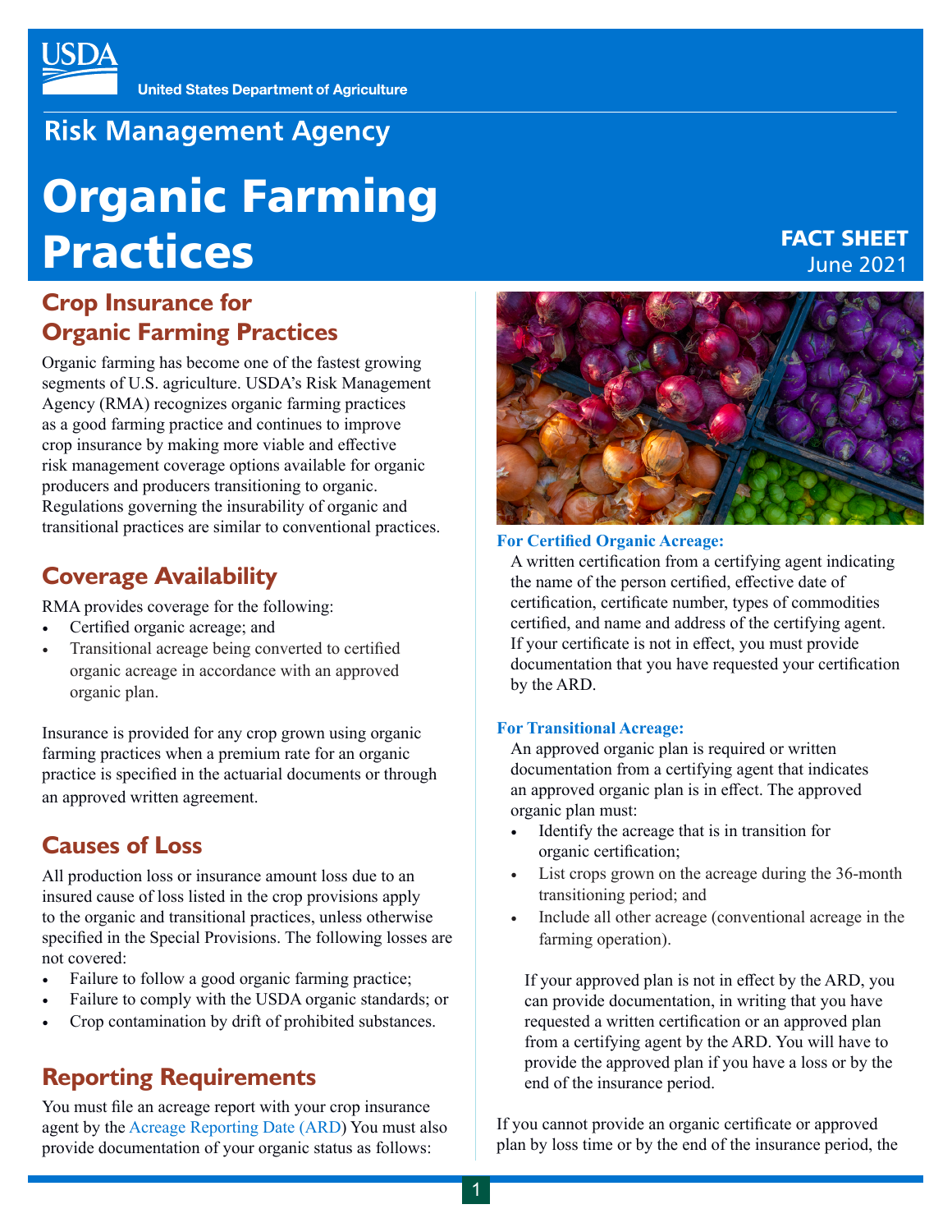USDA

United States Department of Agriculture

## Risk Management Agency

# Organic Farming Practices

**FACT SHEET**
June 2021

## Crop Insurance for Organic Farming Practices

Organic farming has become one of the fastest growing segments of U.S. agriculture. USDA's Risk Management Agency (RMA) recognizes organic farming practices as a good farming practice and continues to improve crop insurance by making more viable and effective risk management coverage options available for organic producers and producers transitioning to organic. Regulations governing the insurability of organic and transitional practices are similar to conventional practices.

## Coverage Availability

RMA provides coverage for the following:

- Certified organic acreage; and
- Transitional acreage being converted to certified organic acreage in accordance with an approved organic plan.

Insurance is provided for any crop grown using organic farming practices when a premium rate for an organic practice is specified in the actuarial documents or through an approved written agreement.

## Causes of Loss

All production loss or insurance amount loss due to an insured cause of loss listed in the crop provisions apply to the organic and transitional practices, unless otherwise specified in the Special Provisions. The following losses are not covered:

- Failure to follow a good organic farming practice;
- Failure to comply with the USDA organic standards; or
- Crop contamination by drift of prohibited substances.

## Reporting Requirements

You must file an acreage report with your crop insurance agent by the Acreage Reporting Date (ARD) You must also provide documentation of your organic status as follows:

**For Certified Organic Acreage:**

A written certification from a certifying agent indicating the name of the person certified, effective date of certification, certificate number, types of commodities certified, and name and address of the certifying agent. If your certificate is not in effect, you must provide documentation that you have requested your certification by the ARD.

**For Transitional Acreage:**

An approved organic plan is required or written documentation from a certifying agent that indicates an approved organic plan is in effect. The approved organic plan must:

- Identify the acreage that is in transition for organic certification;
- List crops grown on the acreage during the 36-month transitioning period; and
- Include all other acreage (conventional acreage in the farming operation).

If your approved plan is not in effect by the ARD, you can provide documentation, in writing that you have requested a written certification or an approved plan from a certifying agent by the ARD. You will have to provide the approved plan if you have a loss or by the end of the insurance period.

If you cannot provide an organic certificate or approved plan by loss time or by the end of the insurance period, the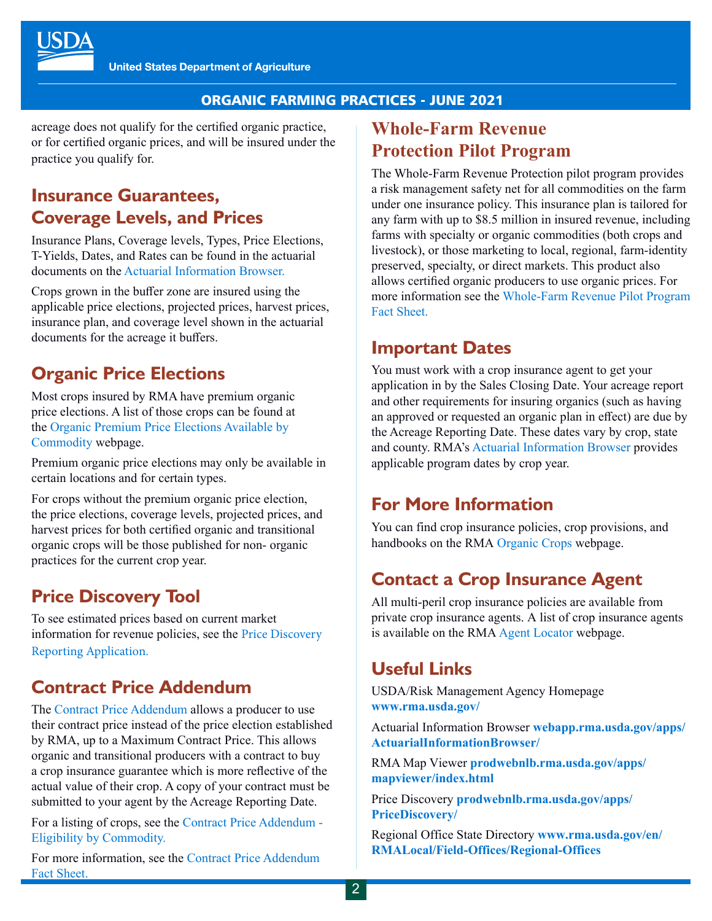acreage does not qualify for the certified organic practice, or for certified organic prices, and will be insured under the practice you qualify for.

## Insurance Guarantees, Coverage Levels, and Prices

Insurance Plans, Coverage levels, Types, Price Elections, T-Yields, Dates, and Rates can be found in the actuarial documents on the Actuarial Information Browser.

Crops grown in the buffer zone are insured using the applicable price elections, projected prices, harvest prices, insurance plan, and coverage level shown in the actuarial documents for the acreage it buffers.

## Organic Price Elections

Most crops insured by RMA have premium organic price elections. A list of those crops can be found at the Organic Premium Price Elections Available by Commodity webpage.

Premium organic price elections may only be available in certain locations and for certain types.

For crops without the premium organic price election, the price elections, coverage levels, projected prices, and harvest prices for both certified organic and transitional organic crops will be those published for non- organic practices for the current crop year.

## Price Discovery Tool

To see estimated prices based on current market information for revenue policies, see the Price Discovery Reporting Application.

## Contract Price Addendum

The Contract Price Addendum allows a producer to use their contract price instead of the price election established by RMA, up to a Maximum Contract Price. This allows organic and transitional producers with a contract to buy a crop insurance guarantee which is more reflective of the actual value of their crop. A copy of your contract must be submitted to your agent by the Acreage Reporting Date.

For a listing of crops, see the Contract Price Addendum - Eligibility by Commodity.

For more information, see the Contract Price Addendum Fact Sheet.

## Whole-Farm Revenue Protection Pilot Program

The Whole-Farm Revenue Protection pilot program provides a risk management safety net for all commodities on the farm under one insurance policy. This insurance plan is tailored for any farm with up to $8.5 million in insured revenue, including farms with specialty or organic commodities (both crops and livestock), or those marketing to local, regional, farm-identity preserved, specialty, or direct markets. This product also allows certified organic producers to use organic prices. For more information see the Whole-Farm Revenue Pilot Program Fact Sheet.

## Important Dates

You must work with a crop insurance agent to get your application in by the Sales Closing Date. Your acreage report and other requirements for insuring organics (such as having an approved or requested an organic plan in effect) are due by the Acreage Reporting Date. These dates vary by crop, state and county. RMA's Actuarial Information Browser provides applicable program dates by crop year.

## For More Information

You can find crop insurance policies, crop provisions, and handbooks on the RMA Organic Crops webpage.

## Contact a Crop Insurance Agent

All multi-peril crop insurance policies are available from private crop insurance agents. A list of crop insurance agents is available on the RMA Agent Locator webpage.

## Useful Links

USDA/Risk Management Agency Homepage **www.rma.usda.gov/**

Actuarial Information Browser **webapp.rma.usda.gov/apps/ActuarialInformationBrowser/**

RMA Map Viewer **prodwebnlb.rma.usda.gov/apps/mapviewer/index.html**

Price Discovery **prodwebnlb.rma.usda.gov/apps/PriceDiscovery/**

Regional Office State Directory **www.rma.usda.gov/en/RMALocal/Field-Offices/Regional-Offices**